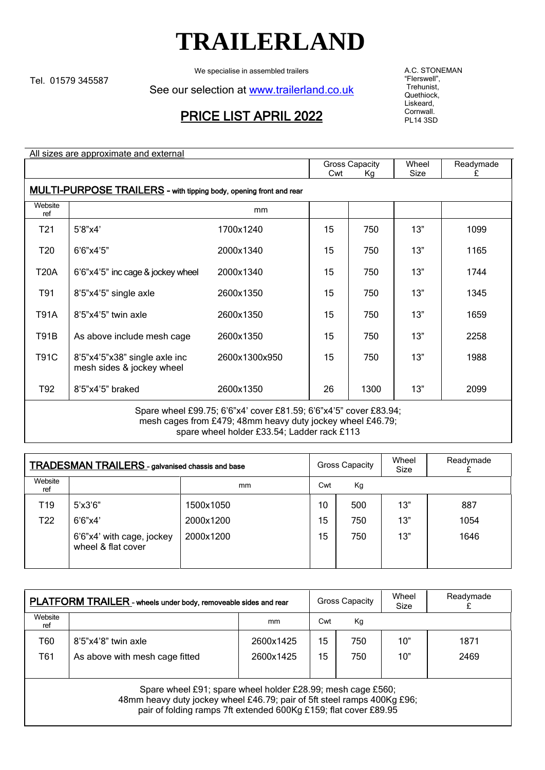# TRAILERLAND

Tel. 01579 345587

We specialise in assembled trailers

See our selection at www.trailerland.co.uk

A.C. STONEMAN
"Flerswell",
Trehunist,
Quethiock,
Liskeard,
Cornwall.
PL14 3SD

## PRICE LIST APRIL 2022

All sizes are approximate and external

| | | | Gross Capacity Cwt | Kg | Wheel Size | Readymade £ |
|---|---|---|---|---|---|---|
| **MULTI-PURPOSE TRAILERS** – with tipping body, opening front and rear | | | | | | |
| Website ref | | mm | | | | |
| T21 | 5'8"x4' | 1700x1240 | 15 | 750 | 13" | 1099 |
| T20 | 6'6"x4'5" | 2000x1340 | 15 | 750 | 13" | 1165 |
| T20A | 6'6"x4'5" inc cage & jockey wheel | 2000x1340 | 15 | 750 | 13" | 1744 |
| T91 | 8'5"x4'5" single axle | 2600x1350 | 15 | 750 | 13" | 1345 |
| T91A | 8'5"x4'5" twin axle | 2600x1350 | 15 | 750 | 13" | 1659 |
| T91B | As above include mesh cage | 2600x1350 | 15 | 750 | 13" | 2258 |
| T91C | 8'5"x4'5"x38" single axle inc mesh sides & jockey wheel | 2600x1300x950 | 15 | 750 | 13" | 1988 |
| T92 | 8'5"x4'5" braked | 2600x1350 | 26 | 1300 | 13" | 2099 |

Spare wheel £99.75; 6'6"x4' cover £81.59; 6'6"x4'5" cover £83.94; mesh cages from £479; 48mm heavy duty jockey wheel £46.79; spare wheel holder £33.54; Ladder rack £113

| **TRADESMAN TRAILERS** - galvanised chassis and base | | | Gross Capacity | | Wheel Size | Readymade £ |
|---|---|---|---|---|---|---|
| Website ref | | mm | Cwt | Kg | | |
| T19 | 5'x3'6" | 1500x1050 | 10 | 500 | 13" | 887 |
| T22 | 6'6"x4' | 2000x1200 | 15 | 750 | 13" | 1054 |
| | 6'6"x4' with cage, jockey wheel & flat cover | 2000x1200 | 15 | 750 | 13" | 1646 |

| **PLATFORM TRAILER** - wheels under body, removeable sides and rear | | | Gross Capacity | | Wheel Size | Readymade £ |
|---|---|---|---|---|---|---|
| Website ref | | mm | Cwt | Kg | | |
| T60 | 8'5"x4'8" twin axle | 2600x1425 | 15 | 750 | 10" | 1871 |
| T61 | As above with mesh cage fitted | 2600x1425 | 15 | 750 | 10" | 2469 |

Spare wheel £91; spare wheel holder £28.99; mesh cage £560; 48mm heavy duty jockey wheel £46.79; pair of 5ft steel ramps 400Kg £96; pair of folding ramps 7ft extended 600Kg £159; flat cover £89.95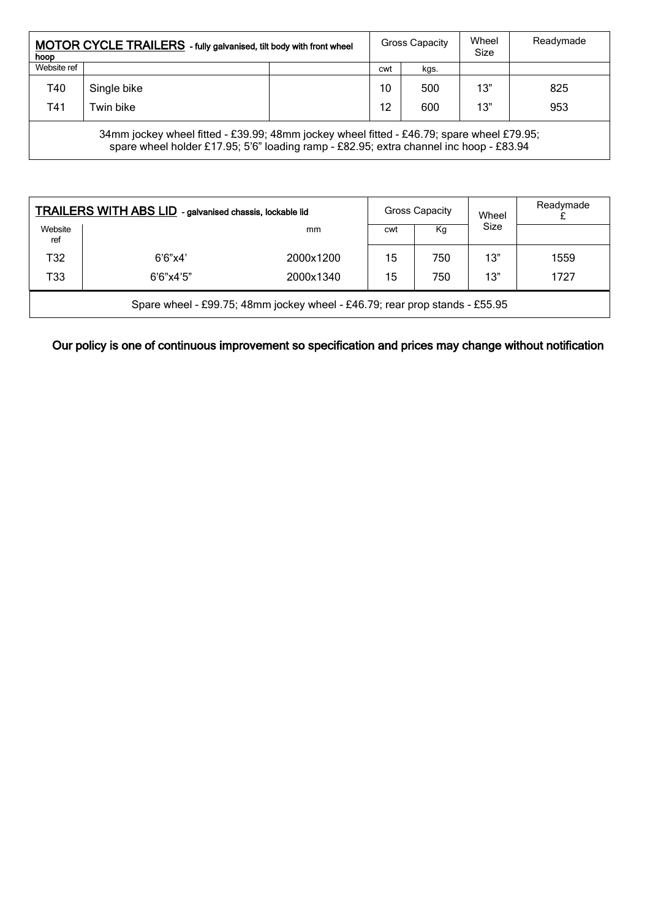| **MOTOR CYCLE TRAILERS** - fully galvanised, tilt body with front wheel hoop | | | Gross Capacity | | Wheel Size | Readymade |
|---|---|---|---|---|---|---|
| Website ref | | | cwt | kgs. | | |
| T40 | Single bike | | 10 | 500 | 13" | 825 |
| T41 | Twin bike | | 12 | 600 | 13" | 953 |

34mm jockey wheel fitted - £39.99; 48mm jockey wheel fitted - £46.79; spare wheel £79.95; spare wheel holder £17.95; 5'6" loading ramp - £82.95; extra channel inc hoop - £83.94

| **TRAILERS WITH ABS LID** - galvanised chassis, lockable lid | | | Gross Capacity | | Wheel Size | Readymade £ |
|---|---|---|---|---|---|---|
| Website ref | | mm | cwt | Kg | | |
| T32 | 6'6"x4' | 2000x1200 | 15 | 750 | 13" | 1559 |
| T33 | 6'6"x4'5" | 2000x1340 | 15 | 750 | 13" | 1727 |

Spare wheel - £99.75; 48mm jockey wheel - £46.79; rear prop stands - £55.95

**Our policy is one of continuous improvement so specification and prices may change without notification**